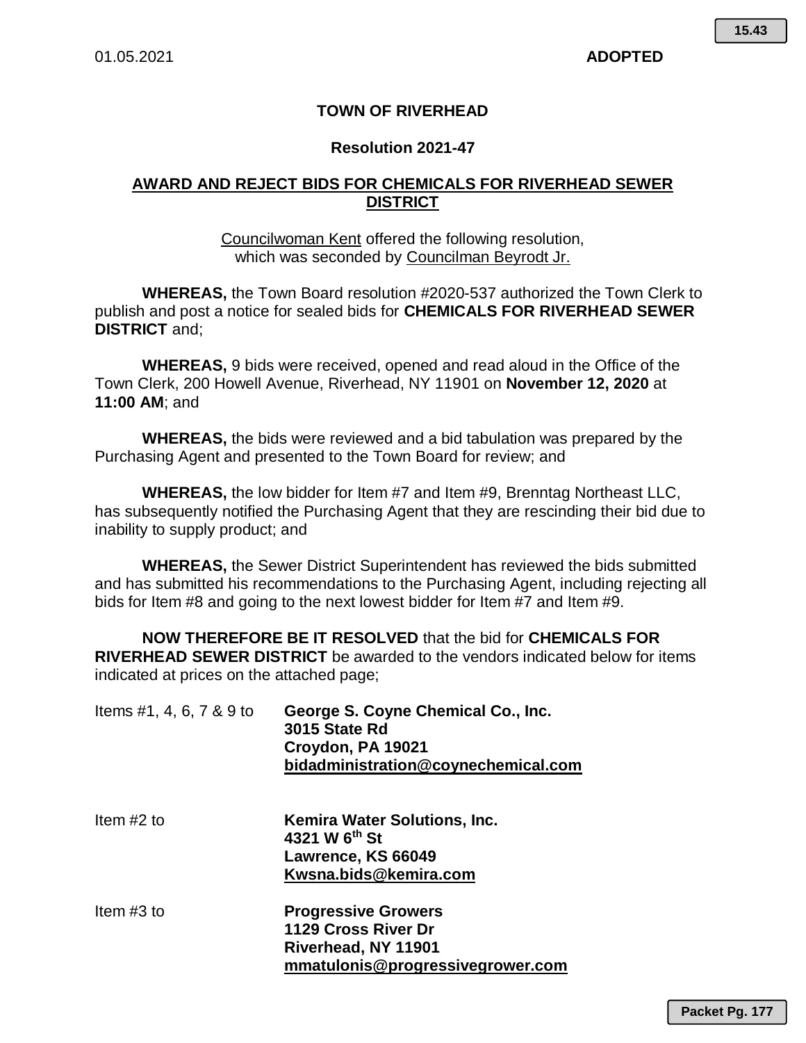01.05.2021 **ADOPTED**

## TOWN OF RIVERHEAD

### Resolution 2021-47

### AWARD AND REJECT BIDS FOR CHEMICALS FOR RIVERHEAD SEWER DISTRICT

Councilwoman Kent offered the following resolution, which was seconded by Councilman Beyrodt Jr.

**WHEREAS,** the Town Board resolution #2020-537 authorized the Town Clerk to publish and post a notice for sealed bids for **CHEMICALS FOR RIVERHEAD SEWER DISTRICT** and;

**WHEREAS,** 9 bids were received, opened and read aloud in the Office of the Town Clerk, 200 Howell Avenue, Riverhead, NY 11901 on **November 12, 2020** at **11:00 AM**; and

**WHEREAS,** the bids were reviewed and a bid tabulation was prepared by the Purchasing Agent and presented to the Town Board for review; and

**WHEREAS,** the low bidder for Item #7 and Item #9, Brenntag Northeast LLC, has subsequently notified the Purchasing Agent that they are rescinding their bid due to inability to supply product; and

**WHEREAS,** the Sewer District Superintendent has reviewed the bids submitted and has submitted his recommendations to the Purchasing Agent, including rejecting all bids for Item #8 and going to the next lowest bidder for Item #7 and Item #9.

**NOW THEREFORE BE IT RESOLVED** that the bid for **CHEMICALS FOR RIVERHEAD SEWER DISTRICT** be awarded to the vendors indicated below for items indicated at prices on the attached page;

Items #1, 4, 6, 7 & 9 to **George S. Coyne Chemical Co., Inc.**
**3015 State Rd**
**Croydon, PA 19021**
**bidadministration@coynechemical.com**

Item #2 to **Kemira Water Solutions, Inc.**
**4321 W 6th St**
**Lawrence, KS 66049**
**Kwsna.bids@kemira.com**

Item #3 to **Progressive Growers**
**1129 Cross River Dr**
**Riverhead, NY 11901**
**mmatulonis@progressivegrower.com**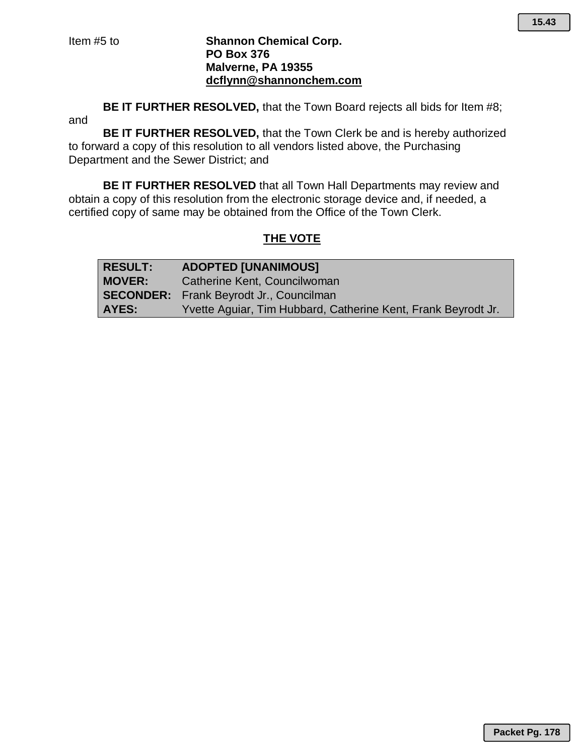Item #5 to **Shannon Chemical Corp.**
**PO Box 376**
**Malverne, PA 19355**
**dcflynn@shannonchem.com**

**BE IT FURTHER RESOLVED,** that the Town Board rejects all bids for Item #8; and

**BE IT FURTHER RESOLVED,** that the Town Clerk be and is hereby authorized to forward a copy of this resolution to all vendors listed above, the Purchasing Department and the Sewer District; and

**BE IT FURTHER RESOLVED** that all Town Hall Departments may review and obtain a copy of this resolution from the electronic storage device and, if needed, a certified copy of same may be obtained from the Office of the Town Clerk.

## THE VOTE

| | |
|---|---|
| **RESULT:** | **ADOPTED [UNANIMOUS]** |
| **MOVER:** | Catherine Kent, Councilwoman |
| **SECONDER:** | Frank Beyrodt Jr., Councilman |
| **AYES:** | Yvette Aguiar, Tim Hubbard, Catherine Kent, Frank Beyrodt Jr. |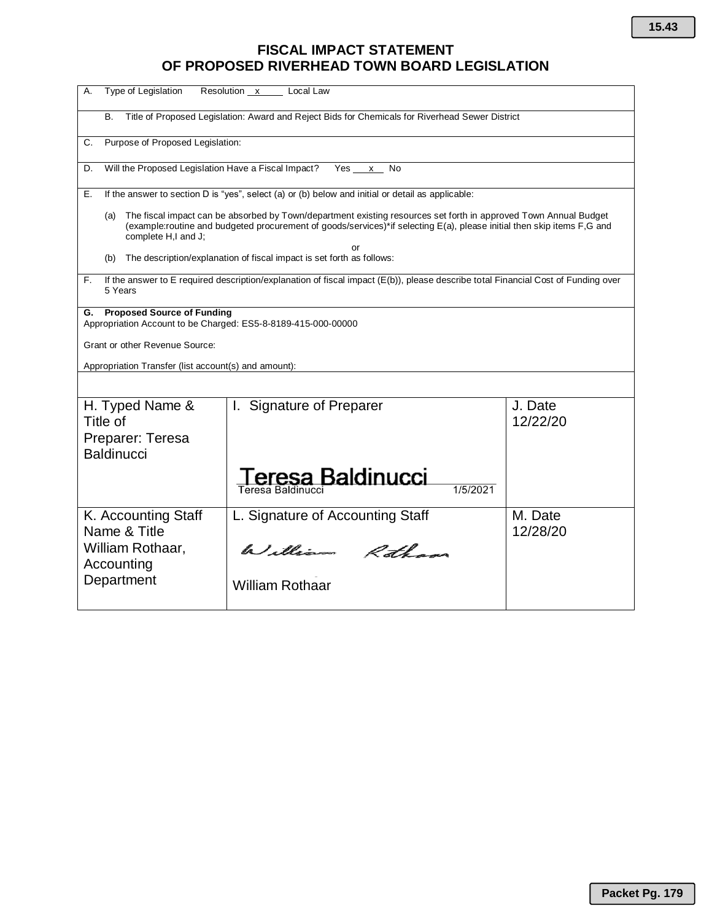15.43

# FISCAL IMPACT STATEMENT
# OF PROPOSED RIVERHEAD TOWN BOARD LEGISLATION

A. Type of Legislation   Resolution __x__  Local Law

B. Title of Proposed Legislation: Award and Reject Bids for Chemicals for Riverhead Sewer District

C. Purpose of Proposed Legislation:

D. Will the Proposed Legislation Have a Fiscal Impact?   Yes __x__ No

E. If the answer to section D is "yes", select (a) or (b) below and initial or detail as applicable:

(a) The fiscal impact can be absorbed by Town/department existing resources set forth in approved Town Annual Budget (example:routine and budgeted procurement of goods/services)*if selecting E(a), please initial then skip items F,G and complete H,I and J;

or

(b) The description/explanation of fiscal impact is set forth as follows:

F. If the answer to E required description/explanation of fiscal impact (E(b)), please describe total Financial Cost of Funding over 5 Years

**G. Proposed Source of Funding**

Appropriation Account to be Charged: ES5-8-8189-415-000-00000

Grant or other Revenue Source:

Appropriation Transfer (list account(s) and amount):

| H. Typed Name & Title of Preparer: Teresa Baldinucci | I. Signature of Preparer<br>Teresa Baldinucci<br>Teresa Baldinucci 1/5/2021 | J. Date<br>12/22/20 |
|---|---|---|
| K. Accounting Staff Name & Title<br>William Rothaar, Accounting Department | L. Signature of Accounting Staff<br>William Rothaar<br>William Rothaar | M. Date<br>12/28/20 |

Packet Pg. 179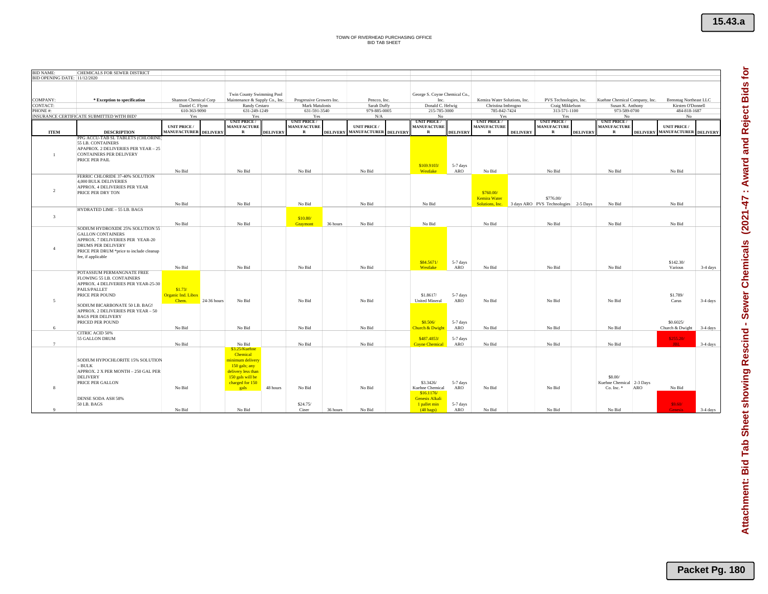TOWN OF RIVERHEAD PURCHASING OFFICE
BID TAB SHEET

| | | | | | | | | | | | | | | | | | | | | | |
|---|---|---|---|---|---|---|---|---|---|---|---|---|---|---|---|---|---|---|---|---|---|
| BID NAME: | CHEMICALS FOR SEWER DISTRICT | | | | | | | | | | | | | | | | | | | | |
| BID OPENING DATE: 11/12/2020 | | | | | | | | | | | | | | | | | | | | | |
| COMPANY: | * Exception to specification | Shannon Chemical Corp | | Twin County Swimming Pool Maintenance & Supply Co., Inc. | | Progressive Growers Inc. | | Pencco, Inc. | | George S. Coyne Chemical Co., Inc. | | Kemira Water Solutions, Inc. | | PVS Technologies, Inc. | | Kuehne Chemical Company, Inc. | | Brenntag Northeast LLC | | | |
| CONTACT: | | Daniel C. Flynn | | Randy Cestaro | | Mark Matulonis | | Sarah Duffy | | Donald C. Helwig | | Christina Imbrogno | | Craig Mikkelson | | Susan K. Anthony | | Kirsten O'Donnell | | | |
| PHONE #: | | 610-363-9090 | | 631-249-1249 | | 631-591-3540 | | 979-885-0005 | | 215-785-3000 | | 785-842-7424 | | 313-571-1100 | | 973-589-0700 | | 484-818-1687 | | | |
| INSURANCE CERTIFICATE SUBMITTED WITH BID? | | Yes | | Yes | | Yes | | N/A | | No | | Yes | | Yes | | No | | No | | | |
| ITEM | DESCRIPTION | UNIT PRICE / MANUFACTURER | DELIVERY | UNIT PRICE / MANUFACTURER | DELIVERY | UNIT PRICE / MANUFACTURER | DELIVERY | UNIT PRICE / MANUFACTURER | DELIVERY | UNIT PRICE / MANUFACTURER | DELIVERY | UNIT PRICE / MANUFACTURER | DELIVERY | UNIT PRICE / MANUFACTURER | DELIVERY | UNIT PRICE / MANUFACTURER | DELIVERY | UNIT PRICE / MANUFACTURER | DELIVERY | | |
| 1 | PPG ACCU-TAB SL TABLETS (CHLORINE) 55 LB. CONTAINERS APAPROX. 2 DELIVERIES PER YEAR – 25 CONTAINERS PER DELIVERY PRICE PER PAIL | No Bid | | No Bid | | No Bid | | No Bid | | $169.9103/ Westlake | 5-7 days ARO | No Bid | | No Bid | | No Bid | | No Bid | | | |
| 2 | FERRIC CHLORIDE 37-40% SOLUTION 4,000 BULK DELIVERIES APPROX. 4 DELIVERIES PER YEAR PRICE PER DRY TON | No Bid | | No Bid | | No Bid | | No Bid | | No Bid | | $760.00/ Kemira Water Solutions, Inc. | 3 days ARO | $776.00/ PVS Technologies | 2-5 Days | No Bid | | No Bid | | | |
| 3 | HYDRATED LIME – 55 LB. BAGS | No Bid | | No Bid | | $10.80/ Graymont | 36 hours | No Bid | | No Bid | | No Bid | | No Bid | | No Bid | | No Bid | | | |
| 4 | SODIUM HYDROXIDE 25% SOLUTION 55 GALLON CONTAINERS APPROX. 7 DELIVERIES PER YEAR-20 DRUMS PER DELIVERY PRICE PER DRUM *price to include cleanup fee, if applicable | No Bid | | No Bid | | No Bid | | No Bid | | $84.5671/ Westlake | 5-7 days ARO | No Bid | | No Bid | | No Bid | | $142.30/ Various | 3-4 days | | |
| 5 | POTASSIUM PERMANGNATE FREE FLOWING 55 LB. CONTAINERS APPROX. 4 DELIVERIES PER YEAR-25-30 PAILS/PALLET PRICE PER POUND | $1.73/ Organic Ind. Libox Chem. | 24-36 hours | No Bid | | No Bid | | No Bid | | $1.8617/ United Mineral | 5-7 days ARO | No Bid | | No Bid | | No Bid | | $1.789/ Carus | 3-4 days | | |
| 6 | SODIUM BICARBONATE 50 LB. BAGS APPROX. 2 DELIVERIES PER YEAR – 50 BAGS PER DELIVERY PRICED PER POUND | No Bid | | No Bid | | No Bid | | No Bid | | $0.506/ Church & Dwight | 5-7 days ARO | No Bid | | No Bid | | No Bid | | $0.6025/ Church & Dwight | 3-4 days | | |
| 7 | CITRIC ACID 50% 55 GALLON DRUM | No Bid | | No Bid | | No Bid | | No Bid | | $487.4853/ Coyne Chemical | 5-7 days ARO | No Bid | | No Bid | | No Bid | | $255.20/ JBL | 3-4 days | | |
| 8 | SODIUM HYPOCHLORITE 15% SOLUTION – BULK APPROX. 2 X PER MONTH – 250 GAL PER DELIVERY PRICE PER GALLON | No Bid | | $3.25/Kuehne Chemical minimum delivery 150 gals; any delivery less than 150 gals will be charged for 150 gals | 48 hours | No Bid | | No Bid | | $3.3426/ Kuehne Chemical | 5-7 days ARO | No Bid | | No Bid | | $8.00/ Kuehne Chemical Co. Inc. * | 2-3 Days ARO | No Bid | | | |
| 9 | DENSE SODA ASH 58% 50 LB. BAGS | No Bid | | No Bid | | $24.75/ Ciner | 36 hours | No Bid | | $16.1176/ Genesis Alkali 1 pallet min (48 bags) | 5-7 days ARO | No Bid | | No Bid | | No Bid | | $9.60/ Genesis | 3-4 days | | |